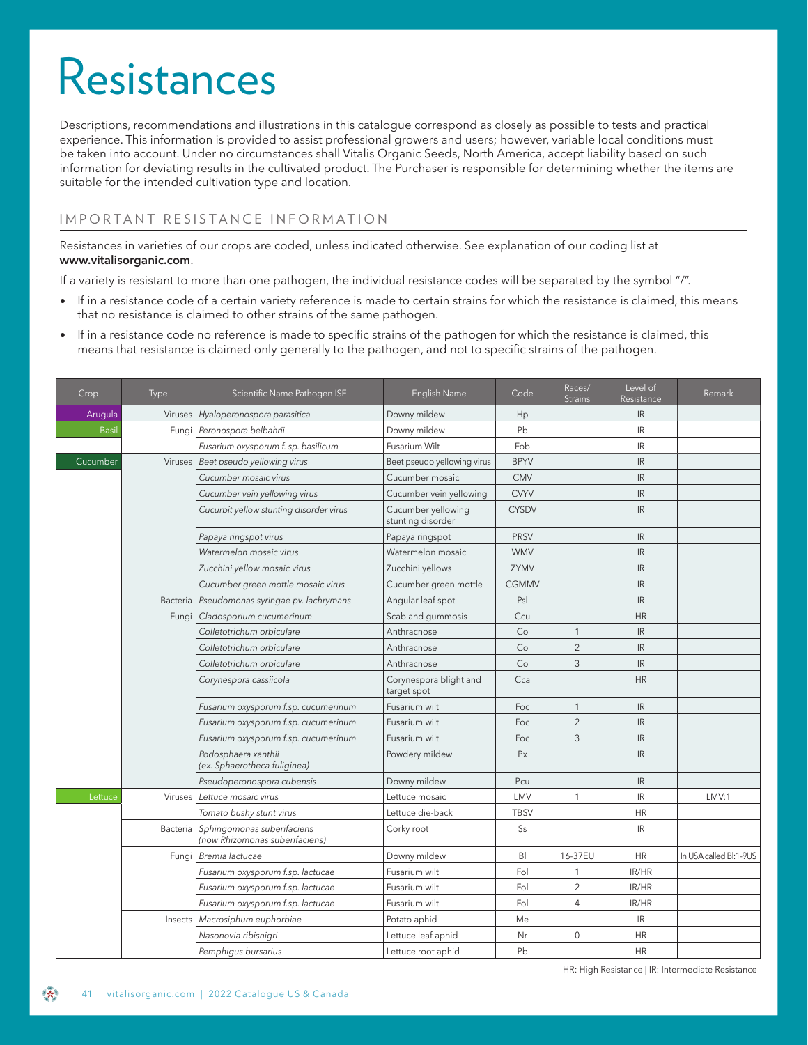# Resistances

Descriptions, recommendations and illustrations in this catalogue correspond as closely as possible to tests and practical experience. This information is provided to assist professional growers and users; however, variable local conditions must be taken into account. Under no circumstances shall Vitalis Organic Seeds, North America, accept liability based on such information for deviating results in the cultivated product. The Purchaser is responsible for determining whether the items are suitable for the intended cultivation type and location.

## IMPORTANT RESISTANCE INFORMATION

Resistances in varieties of our crops are coded, unless indicated otherwise. See explanation of our coding list at **www.vitalisorganic.com**.

If a variety is resistant to more than one pathogen, the individual resistance codes will be separated by the symbol "/".

- If in a resistance code of a certain variety reference is made to certain strains for which the resistance is claimed, this means that no resistance is claimed to other strains of the same pathogen.
- If in a resistance code no reference is made to specific strains of the pathogen for which the resistance is claimed, this means that resistance is claimed only generally to the pathogen, and not to specific strains of the pathogen.

| Crop | Type | Scientific Name Pathogen ISF | English Name | Code | Races/ Strains | Level of Resistance | Remark |
|---|---|---|---|---|---|---|---|
| Arugula | Viruses | *Hyaloperonospora parasitica* | Downy mildew | Hp | | IR | |
| Basil | Fungi | *Peronospora belbahrii* | Downy mildew | Pb | | IR | |
| | | *Fusarium oxysporum f. sp. basilicum* | Fusarium Wilt | Fob | | IR | |
| Cucumber | Viruses | *Beet pseudo yellowing virus* | Beet pseudo yellowing virus | BPYV | | IR | |
| | | *Cucumber mosaic virus* | Cucumber mosaic | CMV | | IR | |
| | | *Cucumber vein yellowing virus* | Cucumber vein yellowing | CVYV | | IR | |
| | | *Cucurbit yellow stunting disorder virus* | Cucumber yellowing stunting disorder | CYSDV | | IR | |
| | | *Papaya ringspot virus* | Papaya ringspot | PRSV | | IR | |
| | | *Watermelon mosaic virus* | Watermelon mosaic | WMV | | IR | |
| | | *Zucchini yellow mosaic virus* | Zucchini yellows | ZYMV | | IR | |
| | | *Cucumber green mottle mosaic virus* | Cucumber green mottle | CGMMV | | IR | |
| | Bacteria | *Pseudomonas syringae pv. lachrymans* | Angular leaf spot | Psl | | IR | |
| | Fungi | *Cladosporium cucumerinum* | Scab and gummosis | Ccu | | HR | |
| | | *Colletotrichum orbiculare* | Anthracnose | Co | 1 | IR | |
| | | *Colletotrichum orbiculare* | Anthracnose | Co | 2 | IR | |
| | | *Colletotrichum orbiculare* | Anthracnose | Co | 3 | IR | |
| | | *Corynespora cassiicola* | Corynespora blight and target spot | Cca | | HR | |
| | | *Fusarium oxysporum f.sp. cucumerinum* | Fusarium wilt | Foc | 1 | IR | |
| | | *Fusarium oxysporum f.sp. cucumerinum* | Fusarium wilt | Foc | 2 | IR | |
| | | *Fusarium oxysporum f.sp. cucumerinum* | Fusarium wilt | Foc | 3 | IR | |
| | | *Podosphaera xanthii (ex. Sphaerotheca fuliginea)* | Powdery mildew | Px | | IR | |
| | | *Pseudoperonospora cubensis* | Downy mildew | Pcu | | IR | |
| Lettuce | Viruses | *Lettuce mosaic virus* | Lettuce mosaic | LMV | 1 | IR | LMV:1 |
| | | *Tomato bushy stunt virus* | Lettuce die-back | TBSV | | HR | |
| | Bacteria | *Sphingomonas suberifaciens (now Rhizomonas suberifaciens)* | Corky root | Ss | | IR | |
| | Fungi | *Bremia lactucae* | Downy mildew | Bl | 16-37EU | HR | In USA called Bl:1-9US |
| | | *Fusarium oxysporum f.sp. lactucae* | Fusarium wilt | Fol | 1 | IR/HR | |
| | | *Fusarium oxysporum f.sp. lactucae* | Fusarium wilt | Fol | 2 | IR/HR | |
| | | *Fusarium oxysporum f.sp. lactucae* | Fusarium wilt | Fol | 4 | IR/HR | |
| | Insects | *Macrosiphum euphorbiae* | Potato aphid | Me | | IR | |
| | | *Nasonovia ribisnigri* | Lettuce leaf aphid | Nr | 0 | HR | |
| | | *Pemphigus bursarius* | Lettuce root aphid | Pb | | HR | |

HR: High Resistance | IR: Intermediate Resistance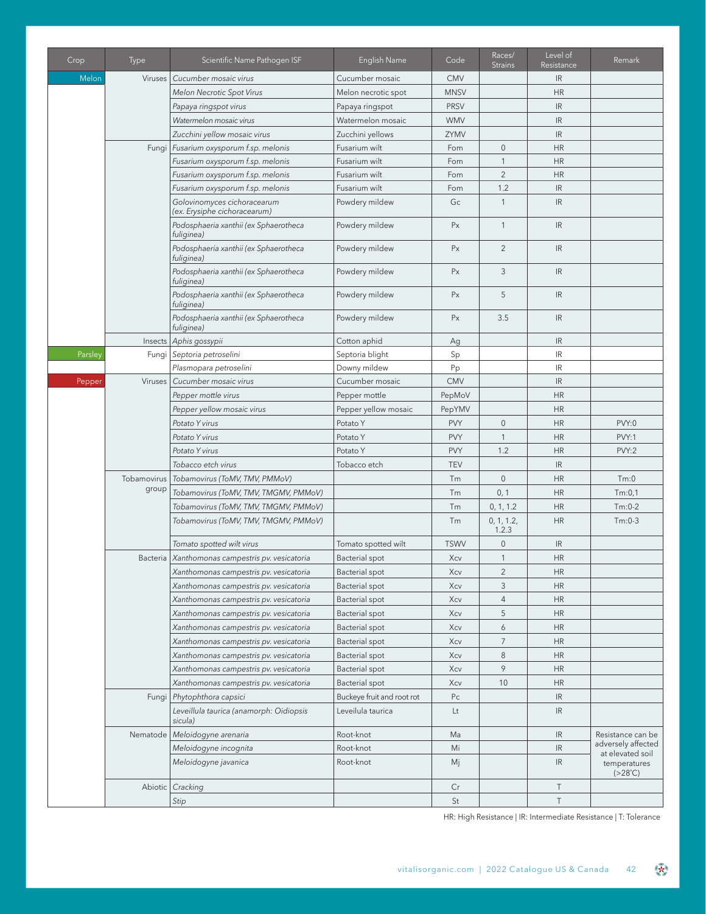| Crop | Type | Scientific Name Pathogen ISF | English Name | Code | Races/ Strains | Level of Resistance | Remark |
|---|---|---|---|---|---|---|---|
| Melon | Viruses | *Cucumber mosaic virus* | Cucumber mosaic | CMV | | IR | |
| | | *Melon Necrotic Spot Virus* | Melon necrotic spot | MNSV | | HR | |
| | | *Papaya ringspot virus* | Papaya ringspot | PRSV | | IR | |
| | | *Watermelon mosaic virus* | Watermelon mosaic | WMV | | IR | |
| | | *Zucchini yellow mosaic virus* | Zucchini yellows | ZYMV | | IR | |
| | Fungi | *Fusarium oxysporum f.sp. melonis* | Fusarium wilt | Fom | 0 | HR | |
| | | *Fusarium oxysporum f.sp. melonis* | Fusarium wilt | Fom | 1 | HR | |
| | | *Fusarium oxysporum f.sp. melonis* | Fusarium wilt | Fom | 2 | HR | |
| | | *Fusarium oxysporum f.sp. melonis* | Fusarium wilt | Fom | 1.2 | IR | |
| | | *Golovinomyces cichoracearum (ex. Erysiphe cichoracearum)* | Powdery mildew | Gc | 1 | IR | |
| | | *Podosphaeria xanthii (ex Sphaerotheca fuliginea)* | Powdery mildew | Px | 1 | IR | |
| | | *Podosphaeria xanthii (ex Sphaerotheca fuliginea)* | Powdery mildew | Px | 2 | IR | |
| | | *Podosphaeria xanthii (ex Sphaerotheca fuliginea)* | Powdery mildew | Px | 3 | IR | |
| | | *Podosphaeria xanthii (ex Sphaerotheca fuliginea)* | Powdery mildew | Px | 5 | IR | |
| | | *Podosphaeria xanthii (ex Sphaerotheca fuliginea)* | Powdery mildew | Px | 3.5 | IR | |
| | Insects | *Aphis gossypii* | Cotton aphid | Ag | | IR | |
| Parsley | Fungi | *Septoria petroselini* | Septoria blight | Sp | | IR | |
| | | *Plasmopara petroselini* | Downy mildew | Pp | | IR | |
| Pepper | Viruses | *Cucumber mosaic virus* | Cucumber mosaic | CMV | | IR | |
| | | *Pepper mottle virus* | Pepper mottle | PepMoV | | HR | |
| | | *Pepper yellow mosaic virus* | Pepper yellow mosaic | PepYMV | | HR | |
| | | *Potato Y virus* | Potato Y | PVY | 0 | HR | PVY:0 |
| | | *Potato Y virus* | Potato Y | PVY | 1 | HR | PVY:1 |
| | | *Potato Y virus* | Potato Y | PVY | 1.2 | HR | PVY:2 |
| | | *Tobacco etch virus* | Tobacco etch | TEV | | IR | |
| | Tobamovirus group | *Tobamovirus (ToMV, TMV, PMMoV)* | | Tm | 0 | HR | Tm:0 |
| | | *Tobamovirus (ToMV, TMV, TMGMV, PMMoV)* | | Tm | 0, 1 | HR | Tm:0,1 |
| | | *Tobamovirus (ToMV, TMV, TMGMV, PMMoV)* | | Tm | 0, 1, 1.2 | HR | Tm:0-2 |
| | | *Tobamovirus (ToMV, TMV, TMGMV, PMMoV)* | | Tm | 0, 1, 1.2, 1.2.3 | HR | Tm:0-3 |
| | | *Tomato spotted wilt virus* | Tomato spotted wilt | TSWV | 0 | IR | |
| | Bacteria | *Xanthomonas campestris pv. vesicatoria* | Bacterial spot | Xcv | 1 | HR | |
| | | *Xanthomonas campestris pv. vesicatoria* | Bacterial spot | Xcv | 2 | HR | |
| | | *Xanthomonas campestris pv. vesicatoria* | Bacterial spot | Xcv | 3 | HR | |
| | | *Xanthomonas campestris pv. vesicatoria* | Bacterial spot | Xcv | 4 | HR | |
| | | *Xanthomonas campestris pv. vesicatoria* | Bacterial spot | Xcv | 5 | HR | |
| | | *Xanthomonas campestris pv. vesicatoria* | Bacterial spot | Xcv | 6 | HR | |
| | | *Xanthomonas campestris pv. vesicatoria* | Bacterial spot | Xcv | 7 | HR | |
| | | *Xanthomonas campestris pv. vesicatoria* | Bacterial spot | Xcv | 8 | HR | |
| | | *Xanthomonas campestris pv. vesicatoria* | Bacterial spot | Xcv | 9 | HR | |
| | | *Xanthomonas campestris pv. vesicatoria* | Bacterial spot | Xcv | 10 | HR | |
| | Fungi | *Phytophthora capsici* | Buckeye fruit and root rot | Pc | | IR | |
| | | *Leveillula taurica (anamorph: Oidiopsis sicula)* | Leveilula taurica | Lt | | IR | |
| | Nematode | *Meloidogyne arenaria* | Root-knot | Ma | | IR | Resistance can be adversely affected at elevated soil temperatures (>28°C) |
| | | *Meloidogyne incognita* | Root-knot | Mi | | IR | |
| | | *Meloidogyne javanica* | Root-knot | Mj | | IR | |
| | Abiotic | *Cracking* | | Cr | | T | |
| | | *Stip* | | St | | T | |

HR: High Resistance | IR: Intermediate Resistance | T: Tolerance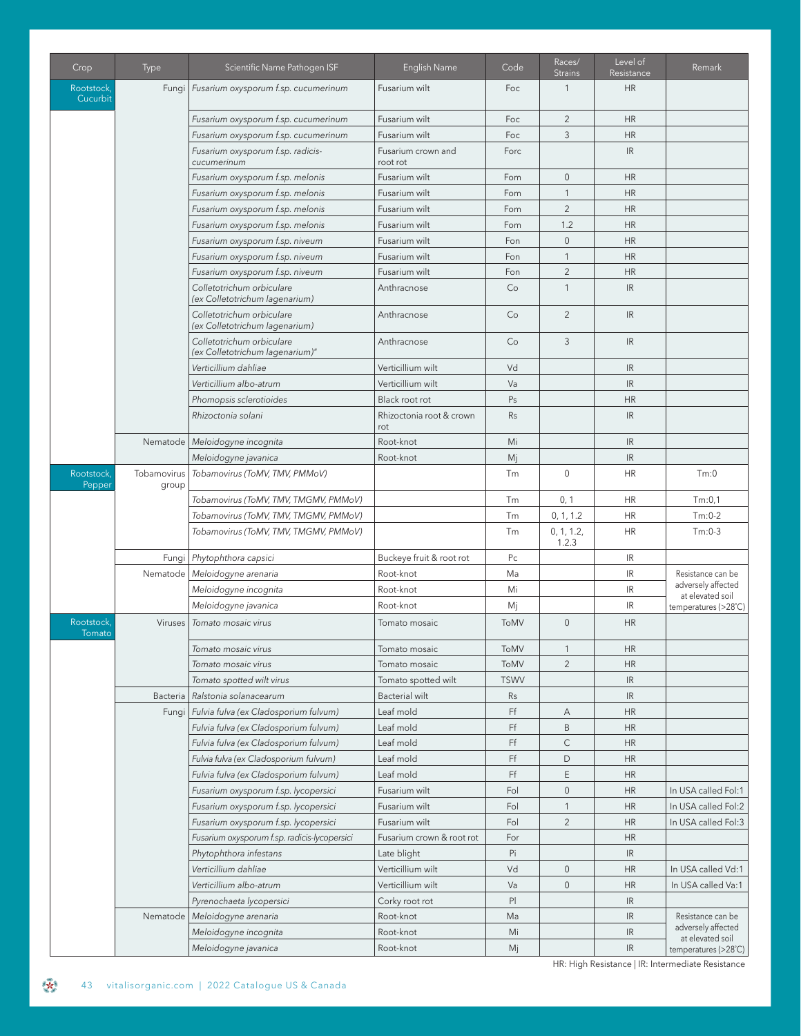| Crop | Type | Scientific Name Pathogen ISF | English Name | Code | Races/ Strains | Level of Resistance | Remark |
|---|---|---|---|---|---|---|---|
| Rootstock, Cucurbit | Fungi | *Fusarium oxysporum f.sp. cucumerinum* | Fusarium wilt | Foc | 1 | HR | |
| | | *Fusarium oxysporum f.sp. cucumerinum* | Fusarium wilt | Foc | 2 | HR | |
| | | *Fusarium oxysporum f.sp. cucumerinum* | Fusarium wilt | Foc | 3 | HR | |
| | | *Fusarium oxysporum f.sp. radicis-cucumerinum* | Fusarium crown and root rot | Forc | | IR | |
| | | *Fusarium oxysporum f.sp. melonis* | Fusarium wilt | Fom | 0 | HR | |
| | | *Fusarium oxysporum f.sp. melonis* | Fusarium wilt | Fom | 1 | HR | |
| | | *Fusarium oxysporum f.sp. melonis* | Fusarium wilt | Fom | 2 | HR | |
| | | *Fusarium oxysporum f.sp. melonis* | Fusarium wilt | Fom | 1.2 | HR | |
| | | *Fusarium oxysporum f.sp. niveum* | Fusarium wilt | Fon | 0 | HR | |
| | | *Fusarium oxysporum f.sp. niveum* | Fusarium wilt | Fon | 1 | HR | |
| | | *Fusarium oxysporum f.sp. niveum* | Fusarium wilt | Fon | 2 | HR | |
| | | *Colletotrichum orbiculare (ex Colletotrichum lagenarium)* | Anthracnose | Co | 1 | IR | |
| | | *Colletotrichum orbiculare (ex Colletotrichum lagenarium)* | Anthracnose | Co | 2 | IR | |
| | | *Colletotrichum orbiculare (ex Colletotrichum lagenarium)"* | Anthracnose | Co | 3 | IR | |
| | | *Verticillium dahliae* | Verticillium wilt | Vd | | IR | |
| | | *Verticillium albo-atrum* | Verticillium wilt | Va | | IR | |
| | | *Phomopsis sclerotioides* | Black root rot | Ps | | HR | |
| | | *Rhizoctonia solani* | Rhizoctonia root & crown rot | Rs | | IR | |
| | Nematode | *Meloidogyne incognita* | Root-knot | Mi | | IR | |
| | | *Meloidogyne javanica* | Root-knot | Mj | | IR | |
| Rootstock, Pepper | Tobamovirus group | *Tobamovirus (ToMV, TMV, PMMoV)* | | Tm | 0 | HR | Tm:0 |
| | | *Tobamovirus (ToMV, TMV, TMGMV, PMMoV)* | | Tm | 0, 1 | HR | Tm:0,1 |
| | | *Tobamovirus (ToMV, TMV, TMGMV, PMMoV)* | | Tm | 0, 1, 1.2 | HR | Tm:0-2 |
| | | *Tobamovirus (ToMV, TMV, TMGMV, PMMoV)* | | Tm | 0, 1, 1.2, 1.2.3 | HR | Tm:0-3 |
| | Fungi | *Phytophthora capsici* | Buckeye fruit & root rot | Pc | | IR | |
| | Nematode | *Meloidogyne arenaria* | Root-knot | Ma | | IR | Resistance can be adversely affected at elevated soil temperatures (>28˚C) |
| | | *Meloidogyne incognita* | Root-knot | Mi | | IR | |
| | | *Meloidogyne javanica* | Root-knot | Mj | | IR | |
| Rootstock, Tomato | Viruses | *Tomato mosaic virus* | Tomato mosaic | ToMV | 0 | HR | |
| | | *Tomato mosaic virus* | Tomato mosaic | ToMV | 1 | HR | |
| | | *Tomato mosaic virus* | Tomato mosaic | ToMV | 2 | HR | |
| | | *Tomato spotted wilt virus* | Tomato spotted wilt | TSWV | | IR | |
| | Bacteria | *Ralstonia solanacearum* | Bacterial wilt | Rs | | IR | |
| | Fungi | *Fulvia fulva (ex Cladosporium fulvum)* | Leaf mold | Ff | A | HR | |
| | | *Fulvia fulva (ex Cladosporium fulvum)* | Leaf mold | Ff | B | HR | |
| | | *Fulvia fulva (ex Cladosporium fulvum)* | Leaf mold | Ff | C | HR | |
| | | *Fulvia fulva (ex Cladosporium fulvum)* | Leaf mold | Ff | D | HR | |
| | | *Fulvia fulva (ex Cladosporium fulvum)* | Leaf mold | Ff | E | HR | |
| | | *Fusarium oxysporum f.sp. lycopersici* | Fusarium wilt | Fol | 0 | HR | In USA called Fol:1 |
| | | *Fusarium oxysporum f.sp. lycopersici* | Fusarium wilt | Fol | 1 | HR | In USA called Fol:2 |
| | | *Fusarium oxysporum f.sp. lycopersici* | Fusarium wilt | Fol | 2 | HR | In USA called Fol:3 |
| | | *Fusarium oxysporum f.sp. radicis-lycopersici* | Fusarium crown & root rot | For | | HR | |
| | | *Phytophthora infestans* | Late blight | Pi | | IR | |
| | | *Verticillium dahliae* | Verticillium wilt | Vd | 0 | HR | In USA called Vd:1 |
| | | *Verticillium albo-atrum* | Verticillium wilt | Va | 0 | HR | In USA called Va:1 |
| | | *Pyrenochaeta lycopersici* | Corky root rot | Pl | | IR | |
| | Nematode | *Meloidogyne arenaria* | Root-knot | Ma | | IR | Resistance can be adversely affected at elevated soil temperatures (>28˚C) |
| | | *Meloidogyne incognita* | Root-knot | Mi | | IR | |
| | | *Meloidogyne javanica* | Root-knot | Mj | | IR | |

HR: High Resistance | IR: Intermediate Resistance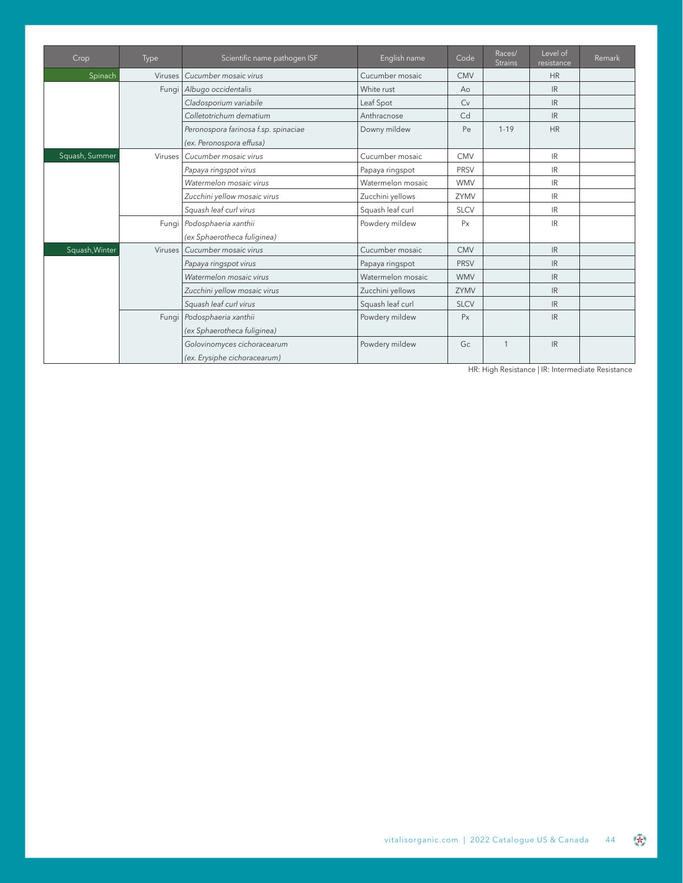| Crop | Type | Scientific name pathogen ISF | English name | Code | Races/ Strains | Level of resistance | Remark |
|---|---|---|---|---|---|---|---|
| Spinach | Viruses | *Cucumber mosaic virus* | Cucumber mosaic | CMV | | HR | |
| | Fungi | *Albugo occidentalis* | White rust | Ao | | IR | |
| | | *Cladosporium variabile* | Leaf Spot | Cv | | IR | |
| | | *Colletotrichum dematium* | Anthracnose | Cd | | IR | |
| | | *Peronospora farinosa f.sp. spinaciae* (ex. *Peronospora effusa*) | Downy mildew | Pe | 1-19 | HR | |
| Squash, Summer | Viruses | *Cucumber mosaic virus* | Cucumber mosaic | CMV | | IR | |
| | | *Papaya ringspot virus* | Papaya ringspot | PRSV | | IR | |
| | | *Watermelon mosaic virus* | Watermelon mosaic | WMV | | IR | |
| | | *Zucchini yellow mosaic virus* | Zucchini yellows | ZYMV | | IR | |
| | | *Squash leaf curl virus* | Squash leaf curl | SLCV | | IR | |
| | Fungi | *Podosphaeria xanthii* (ex *Sphaerotheca fuliginea*) | Powdery mildew | Px | | IR | |
| Squash,Winter | Viruses | *Cucumber mosaic virus* | Cucumber mosaic | CMV | | IR | |
| | | *Papaya ringspot virus* | Papaya ringspot | PRSV | | IR | |
| | | *Watermelon mosaic virus* | Watermelon mosaic | WMV | | IR | |
| | | *Zucchini yellow mosaic virus* | Zucchini yellows | ZYMV | | IR | |
| | | *Squash leaf curl virus* | Squash leaf curl | SLCV | | IR | |
| | Fungi | *Podosphaeria xanthii* (ex *Sphaerotheca fuliginea*) | Powdery mildew | Px | | IR | |
| | | *Golovinomyces cichoracearum* (ex. *Erysiphe cichoracearum*) | Powdery mildew | Gc | 1 | IR | |

HR: High Resistance | IR: Intermediate Resistance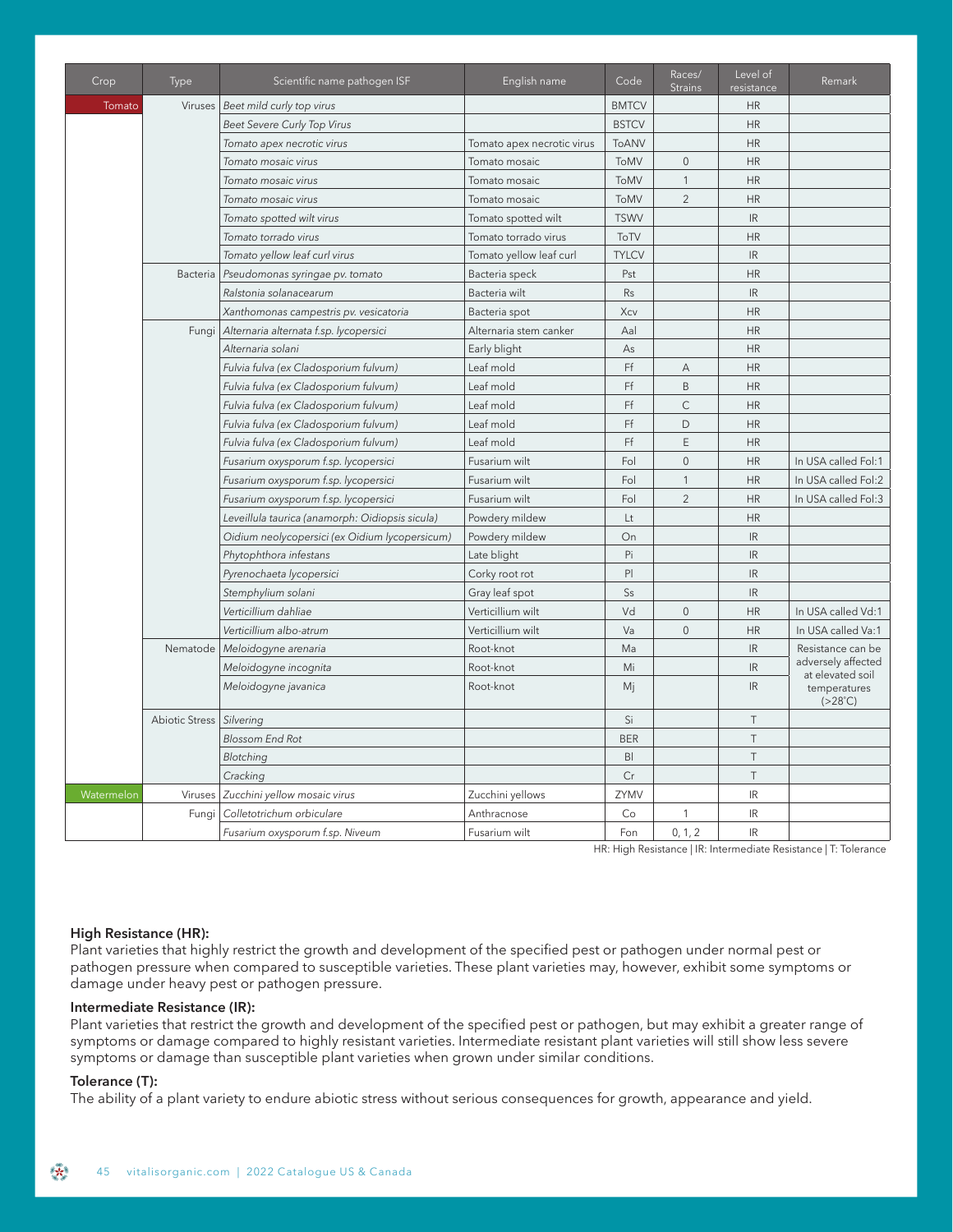| Crop | Type | Scientific name pathogen ISF | English name | Code | Races/ Strains | Level of resistance | Remark |
|---|---|---|---|---|---|---|---|
| Tomato | Viruses | *Beet mild curly top virus* | | BMTCV | | HR | |
| | | *Beet Severe Curly Top Virus* | | BSTCV | | HR | |
| | | *Tomato apex necrotic virus* | Tomato apex necrotic virus | ToANV | | HR | |
| | | *Tomato mosaic virus* | Tomato mosaic | ToMV | 0 | HR | |
| | | *Tomato mosaic virus* | Tomato mosaic | ToMV | 1 | HR | |
| | | *Tomato mosaic virus* | Tomato mosaic | ToMV | 2 | HR | |
| | | *Tomato spotted wilt virus* | Tomato spotted wilt | TSWV | | IR | |
| | | *Tomato torrado virus* | Tomato torrado virus | ToTV | | HR | |
| | | *Tomato yellow leaf curl virus* | Tomato yellow leaf curl | TYLCV | | IR | |
| | Bacteria | *Pseudomonas syringae pv. tomato* | Bacteria speck | Pst | | HR | |
| | | *Ralstonia solanacearum* | Bacteria wilt | Rs | | IR | |
| | | *Xanthomonas campestris pv. vesicatoria* | Bacteria spot | Xcv | | HR | |
| | Fungi | *Alternaria alternata f.sp. lycopersici* | Alternaria stem canker | Aal | | HR | |
| | | *Alternaria solani* | Early blight | As | | HR | |
| | | *Fulvia fulva (ex Cladosporium fulvum)* | Leaf mold | Ff | A | HR | |
| | | *Fulvia fulva (ex Cladosporium fulvum)* | Leaf mold | Ff | B | HR | |
| | | *Fulvia fulva (ex Cladosporium fulvum)* | Leaf mold | Ff | C | HR | |
| | | *Fulvia fulva (ex Cladosporium fulvum)* | Leaf mold | Ff | D | HR | |
| | | *Fulvia fulva (ex Cladosporium fulvum)* | Leaf mold | Ff | E | HR | |
| | | *Fusarium oxysporum f.sp. lycopersici* | Fusarium wilt | Fol | 0 | HR | In USA called Fol:1 |
| | | *Fusarium oxysporum f.sp. lycopersici* | Fusarium wilt | Fol | 1 | HR | In USA called Fol:2 |
| | | *Fusarium oxysporum f.sp. lycopersici* | Fusarium wilt | Fol | 2 | HR | In USA called Fol:3 |
| | | *Leveillula taurica (anamorph: Oidiopsis sicula)* | Powdery mildew | Lt | | HR | |
| | | *Oidium neolycopersici (ex Oidium lycopersicum)* | Powdery mildew | On | | IR | |
| | | *Phytophthora infestans* | Late blight | Pi | | IR | |
| | | *Pyrenochaeta lycopersici* | Corky root rot | Pl | | IR | |
| | | *Stemphylium solani* | Gray leaf spot | Ss | | IR | |
| | | *Verticillium dahliae* | Verticillium wilt | Vd | 0 | HR | In USA called Vd:1 |
| | | *Verticillium albo-atrum* | Verticillium wilt | Va | 0 | HR | In USA called Va:1 |
| | Nematode | *Meloidogyne arenaria* | Root-knot | Ma | | IR | Resistance can be adversely affected at elevated soil temperatures (>28°C) |
| | | *Meloidogyne incognita* | Root-knot | Mi | | IR | |
| | | *Meloidogyne javanica* | Root-knot | Mj | | IR | |
| | Abiotic Stress | *Silvering* | | Si | | T | |
| | | *Blossom End Rot* | | BER | | T | |
| | | *Blotching* | | Bl | | T | |
| | | *Cracking* | | Cr | | T | |
| Watermelon | Viruses | *Zucchini yellow mosaic virus* | Zucchini yellows | ZYMV | | IR | |
| | Fungi | *Colletotrichum orbiculare* | Anthracnose | Co | 1 | IR | |
| | | *Fusarium oxysporum f.sp. Niveum* | Fusarium wilt | Fon | 0, 1, 2 | IR | |

HR: High Resistance | IR: Intermediate Resistance | T: Tolerance

**High Resistance (HR):**
Plant varieties that highly restrict the growth and development of the specified pest or pathogen under normal pest or pathogen pressure when compared to susceptible varieties. These plant varieties may, however, exhibit some symptoms or damage under heavy pest or pathogen pressure.

**Intermediate Resistance (IR):**
Plant varieties that restrict the growth and development of the specified pest or pathogen, but may exhibit a greater range of symptoms or damage compared to highly resistant varieties. Intermediate resistant plant varieties will still show less severe symptoms or damage than susceptible plant varieties when grown under similar conditions.

**Tolerance (T):**
The ability of a plant variety to endure abiotic stress without serious consequences for growth, appearance and yield.